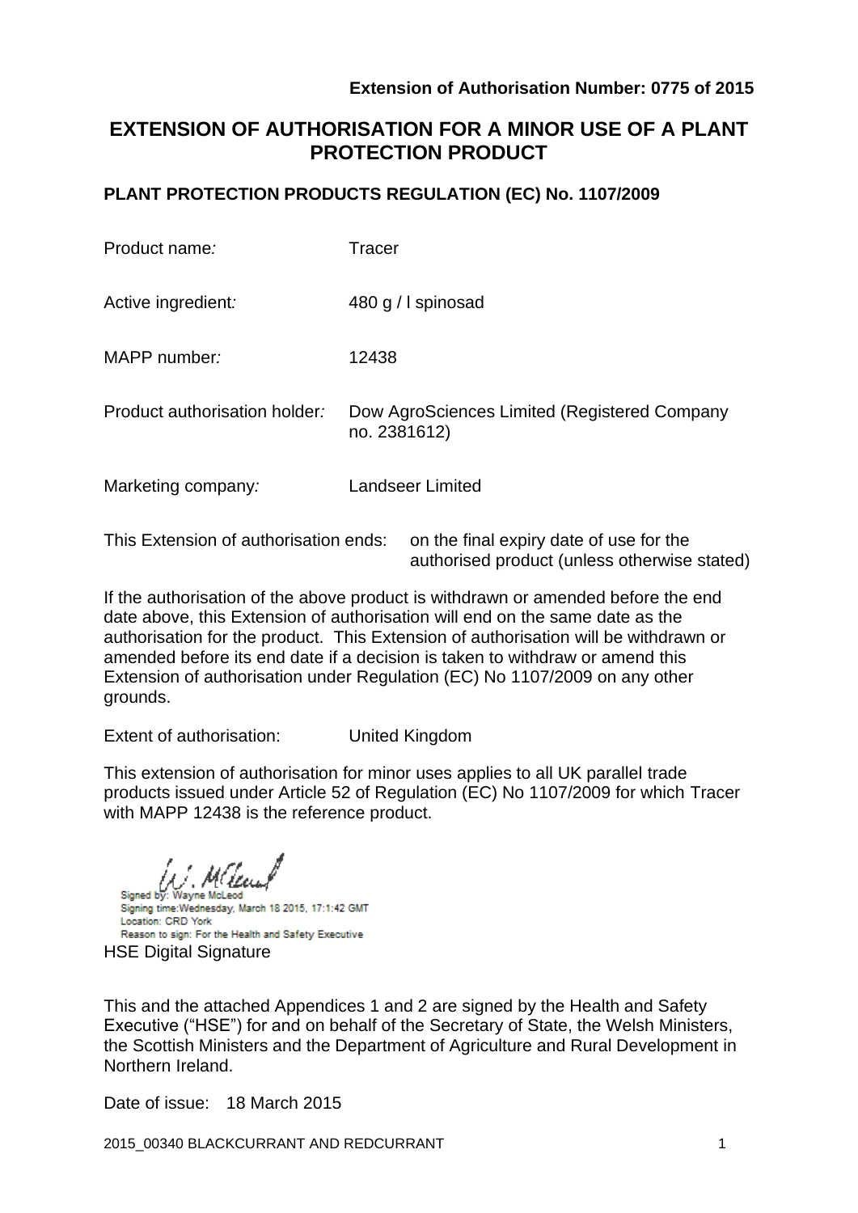**Extension of Authorisation Number: 0775 of 2015**

# EXTENSION OF AUTHORISATION FOR A MINOR USE OF A PLANT PROTECTION PRODUCT

## PLANT PROTECTION PRODUCTS REGULATION (EC) No. 1107/2009

| | |
|---|---|
| Product name: | Tracer |
| Active ingredient: | 480 g / l spinosad |
| MAPP number: | 12438 |
| Product authorisation holder: | Dow AgroSciences Limited (Registered Company no. 2381612) |
| Marketing company: | Landseer Limited |

This Extension of authorisation ends: on the final expiry date of use for the authorised product (unless otherwise stated)

If the authorisation of the above product is withdrawn or amended before the end date above, this Extension of authorisation will end on the same date as the authorisation for the product. This Extension of authorisation will be withdrawn or amended before its end date if a decision is taken to withdraw or amend this Extension of authorisation under Regulation (EC) No 1107/2009 on any other grounds.

Extent of authorisation: United Kingdom

This extension of authorisation for minor uses applies to all UK parallel trade products issued under Article 52 of Regulation (EC) No 1107/2009 for which Tracer with MAPP 12438 is the reference product.

Signed by: Wayne McLeod
Signing time: Wednesday, March 18 2015, 17:1:42 GMT
Location: CRD York
Reason to sign: For the Health and Safety Executive

HSE Digital Signature

This and the attached Appendices 1 and 2 are signed by the Health and Safety Executive ("HSE") for and on behalf of the Secretary of State, the Welsh Ministers, the Scottish Ministers and the Department of Agriculture and Rural Development in Northern Ireland.

Date of issue: 18 March 2015

2015_00340 BLACKCURRANT AND REDCURRANT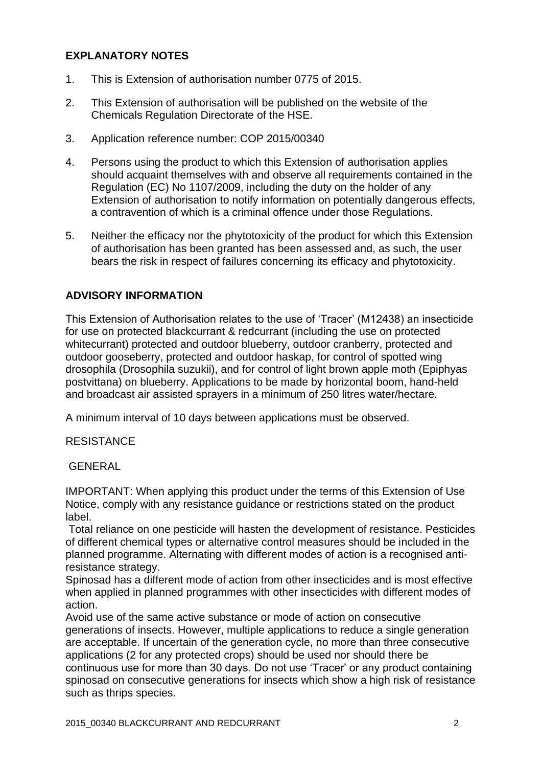## EXPLANATORY NOTES

1. This is Extension of authorisation number 0775 of 2015.
2. This Extension of authorisation will be published on the website of the Chemicals Regulation Directorate of the HSE.
3. Application reference number: COP 2015/00340
4. Persons using the product to which this Extension of authorisation applies should acquaint themselves with and observe all requirements contained in the Regulation (EC) No 1107/2009, including the duty on the holder of any Extension of authorisation to notify information on potentially dangerous effects, a contravention of which is a criminal offence under those Regulations.
5. Neither the efficacy nor the phytotoxicity of the product for which this Extension of authorisation has been granted has been assessed and, as such, the user bears the risk in respect of failures concerning its efficacy and phytotoxicity.

## ADVISORY INFORMATION

This Extension of Authorisation relates to the use of 'Tracer' (M12438) an insecticide for use on protected blackcurrant & redcurrant (including the use on protected whitecurrant) protected and outdoor blueberry, outdoor cranberry, protected and outdoor gooseberry, protected and outdoor haskap, for control of spotted wing drosophila (Drosophila suzukii), and for control of light brown apple moth (Epiphyas postvittana) on blueberry. Applications to be made by horizontal boom, hand-held and broadcast air assisted sprayers in a minimum of 250 litres water/hectare.

A minimum interval of 10 days between applications must be observed.

RESISTANCE

GENERAL

IMPORTANT: When applying this product under the terms of this Extension of Use Notice, comply with any resistance guidance or restrictions stated on the product label.

Total reliance on one pesticide will hasten the development of resistance. Pesticides of different chemical types or alternative control measures should be included in the planned programme. Alternating with different modes of action is a recognised anti-resistance strategy.

Spinosad has a different mode of action from other insecticides and is most effective when applied in planned programmes with other insecticides with different modes of action.

Avoid use of the same active substance or mode of action on consecutive generations of insects. However, multiple applications to reduce a single generation are acceptable. If uncertain of the generation cycle, no more than three consecutive applications (2 for any protected crops) should be used nor should there be continuous use for more than 30 days. Do not use 'Tracer' or any product containing spinosad on consecutive generations for insects which show a high risk of resistance such as thrips species.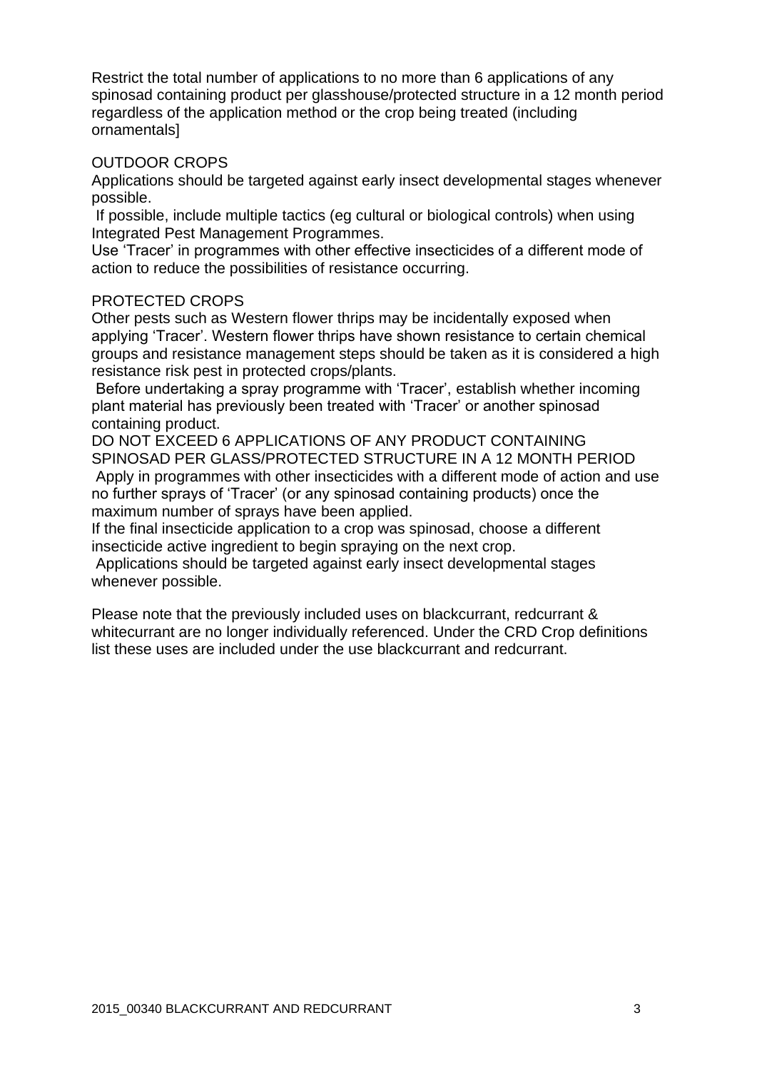Restrict the total number of applications to no more than 6 applications of any spinosad containing product per glasshouse/protected structure in a 12 month period regardless of the application method or the crop being treated (including ornamentals]

OUTDOOR CROPS

Applications should be targeted against early insect developmental stages whenever possible.

If possible, include multiple tactics (eg cultural or biological controls) when using Integrated Pest Management Programmes.

Use 'Tracer' in programmes with other effective insecticides of a different mode of action to reduce the possibilities of resistance occurring.

PROTECTED CROPS

Other pests such as Western flower thrips may be incidentally exposed when applying 'Tracer'. Western flower thrips have shown resistance to certain chemical groups and resistance management steps should be taken as it is considered a high resistance risk pest in protected crops/plants.

Before undertaking a spray programme with 'Tracer', establish whether incoming plant material has previously been treated with 'Tracer' or another spinosad containing product.

DO NOT EXCEED 6 APPLICATIONS OF ANY PRODUCT CONTAINING SPINOSAD PER GLASS/PROTECTED STRUCTURE IN A 12 MONTH PERIOD

Apply in programmes with other insecticides with a different mode of action and use no further sprays of 'Tracer' (or any spinosad containing products) once the maximum number of sprays have been applied.

If the final insecticide application to a crop was spinosad, choose a different insecticide active ingredient to begin spraying on the next crop.

Applications should be targeted against early insect developmental stages whenever possible.

Please note that the previously included uses on blackcurrant, redcurrant & whitecurrant are no longer individually referenced. Under the CRD Crop definitions list these uses are included under the use blackcurrant and redcurrant.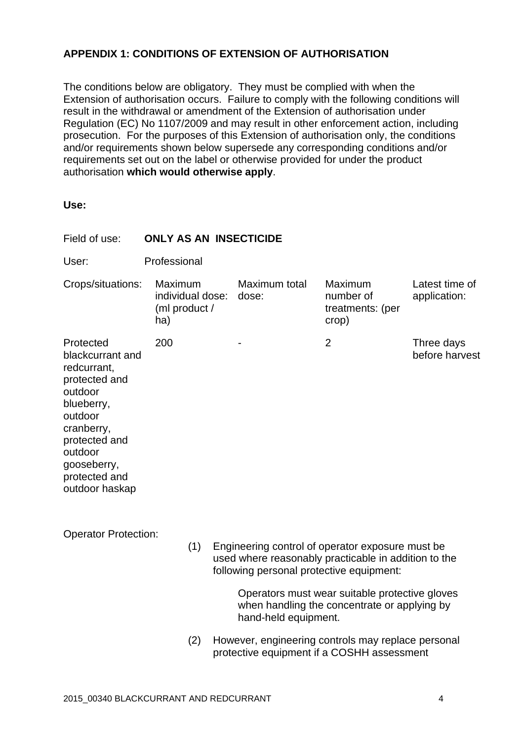**APPENDIX 1: CONDITIONS OF EXTENSION OF AUTHORISATION**

The conditions below are obligatory. They must be complied with when the Extension of authorisation occurs. Failure to comply with the following conditions will result in the withdrawal or amendment of the Extension of authorisation under Regulation (EC) No 1107/2009 and may result in other enforcement action, including prosecution. For the purposes of this Extension of authorisation only, the conditions and/or requirements shown below supersede any corresponding conditions and/or requirements set out on the label or otherwise provided for under the product authorisation **which would otherwise apply**.

**Use:**

Field of use: **ONLY AS AN INSECTICIDE**

User: Professional

| Crops/situations: | Maximum individual dose: (ml product / ha) | Maximum total dose: | Maximum number of treatments: (per crop) | Latest time of application: |
|---|---|---|---|---|
| Protected blackcurrant and redcurrant, protected and outdoor blueberry, outdoor cranberry, protected and outdoor gooseberry, protected and outdoor haskap | 200 | - | 2 | Three days before harvest |

Operator Protection:

(1) Engineering control of operator exposure must be used where reasonably practicable in addition to the following personal protective equipment:

Operators must wear suitable protective gloves when handling the concentrate or applying by hand-held equipment.

(2) However, engineering controls may replace personal protective equipment if a COSHH assessment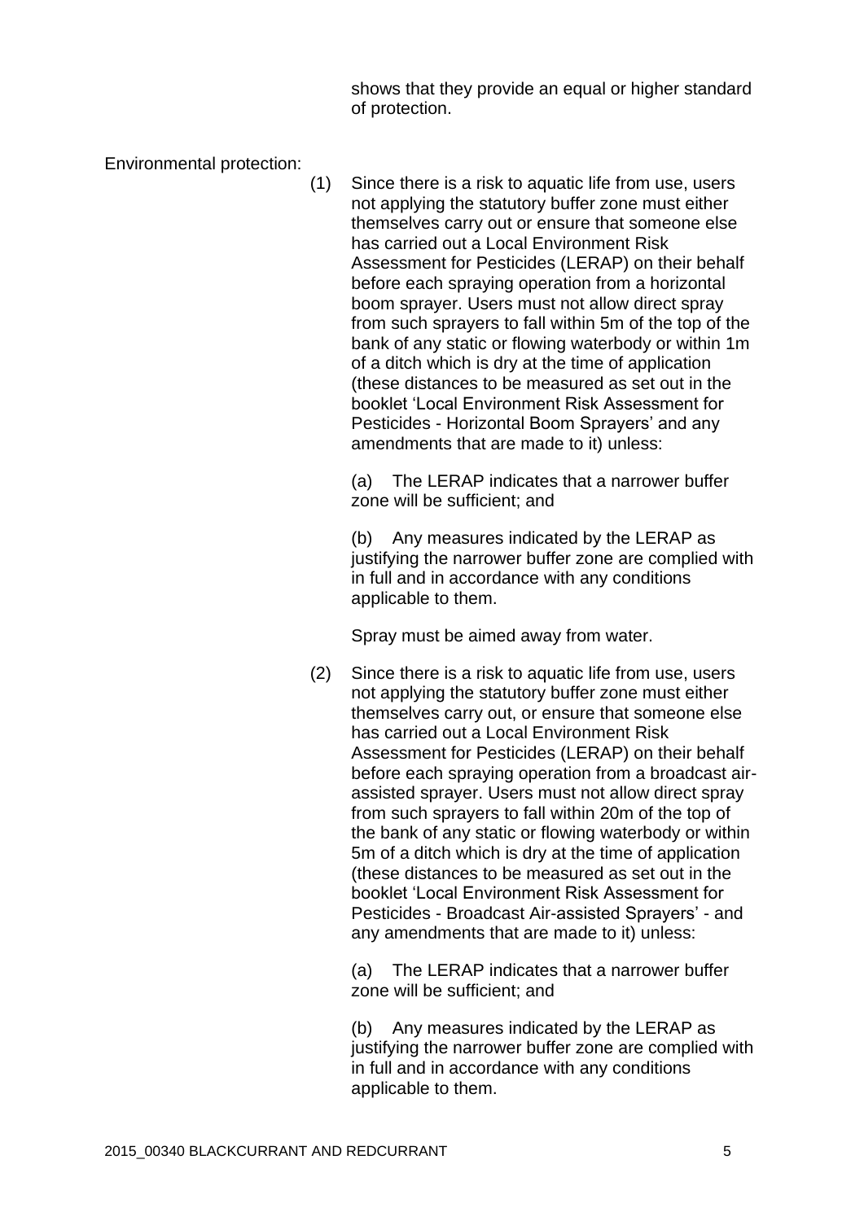shows that they provide an equal or higher standard of protection.

Environmental protection:

(1) Since there is a risk to aquatic life from use, users not applying the statutory buffer zone must either themselves carry out or ensure that someone else has carried out a Local Environment Risk Assessment for Pesticides (LERAP) on their behalf before each spraying operation from a horizontal boom sprayer. Users must not allow direct spray from such sprayers to fall within 5m of the top of the bank of any static or flowing waterbody or within 1m of a ditch which is dry at the time of application (these distances to be measured as set out in the booklet 'Local Environment Risk Assessment for Pesticides - Horizontal Boom Sprayers' and any amendments that are made to it) unless:

(a) The LERAP indicates that a narrower buffer zone will be sufficient; and

(b) Any measures indicated by the LERAP as justifying the narrower buffer zone are complied with in full and in accordance with any conditions applicable to them.

Spray must be aimed away from water.

(2) Since there is a risk to aquatic life from use, users not applying the statutory buffer zone must either themselves carry out, or ensure that someone else has carried out a Local Environment Risk Assessment for Pesticides (LERAP) on their behalf before each spraying operation from a broadcast air-assisted sprayer. Users must not allow direct spray from such sprayers to fall within 20m of the top of the bank of any static or flowing waterbody or within 5m of a ditch which is dry at the time of application (these distances to be measured as set out in the booklet 'Local Environment Risk Assessment for Pesticides - Broadcast Air-assisted Sprayers' - and any amendments that are made to it) unless:

(a) The LERAP indicates that a narrower buffer zone will be sufficient; and

(b) Any measures indicated by the LERAP as justifying the narrower buffer zone are complied with in full and in accordance with any conditions applicable to them.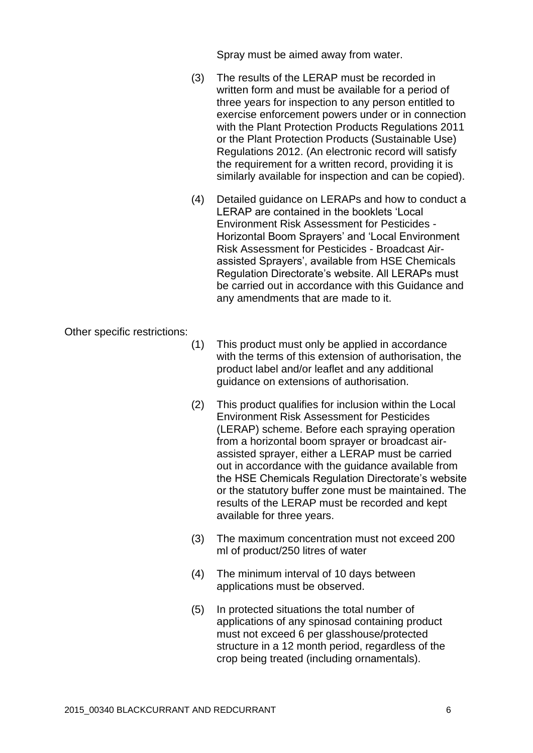Spray must be aimed away from water.

(3) The results of the LERAP must be recorded in written form and must be available for a period of three years for inspection to any person entitled to exercise enforcement powers under or in connection with the Plant Protection Products Regulations 2011 or the Plant Protection Products (Sustainable Use) Regulations 2012. (An electronic record will satisfy the requirement for a written record, providing it is similarly available for inspection and can be copied).

(4) Detailed guidance on LERAPs and how to conduct a LERAP are contained in the booklets 'Local Environment Risk Assessment for Pesticides - Horizontal Boom Sprayers' and 'Local Environment Risk Assessment for Pesticides - Broadcast Air-assisted Sprayers', available from HSE Chemicals Regulation Directorate's website. All LERAPs must be carried out in accordance with this Guidance and any amendments that are made to it.

Other specific restrictions:

(1) This product must only be applied in accordance with the terms of this extension of authorisation, the product label and/or leaflet and any additional guidance on extensions of authorisation.

(2) This product qualifies for inclusion within the Local Environment Risk Assessment for Pesticides (LERAP) scheme. Before each spraying operation from a horizontal boom sprayer or broadcast air-assisted sprayer, either a LERAP must be carried out in accordance with the guidance available from the HSE Chemicals Regulation Directorate's website or the statutory buffer zone must be maintained. The results of the LERAP must be recorded and kept available for three years.

(3) The maximum concentration must not exceed 200 ml of product/250 litres of water

(4) The minimum interval of 10 days between applications must be observed.

(5) In protected situations the total number of applications of any spinosad containing product must not exceed 6 per glasshouse/protected structure in a 12 month period, regardless of the crop being treated (including ornamentals).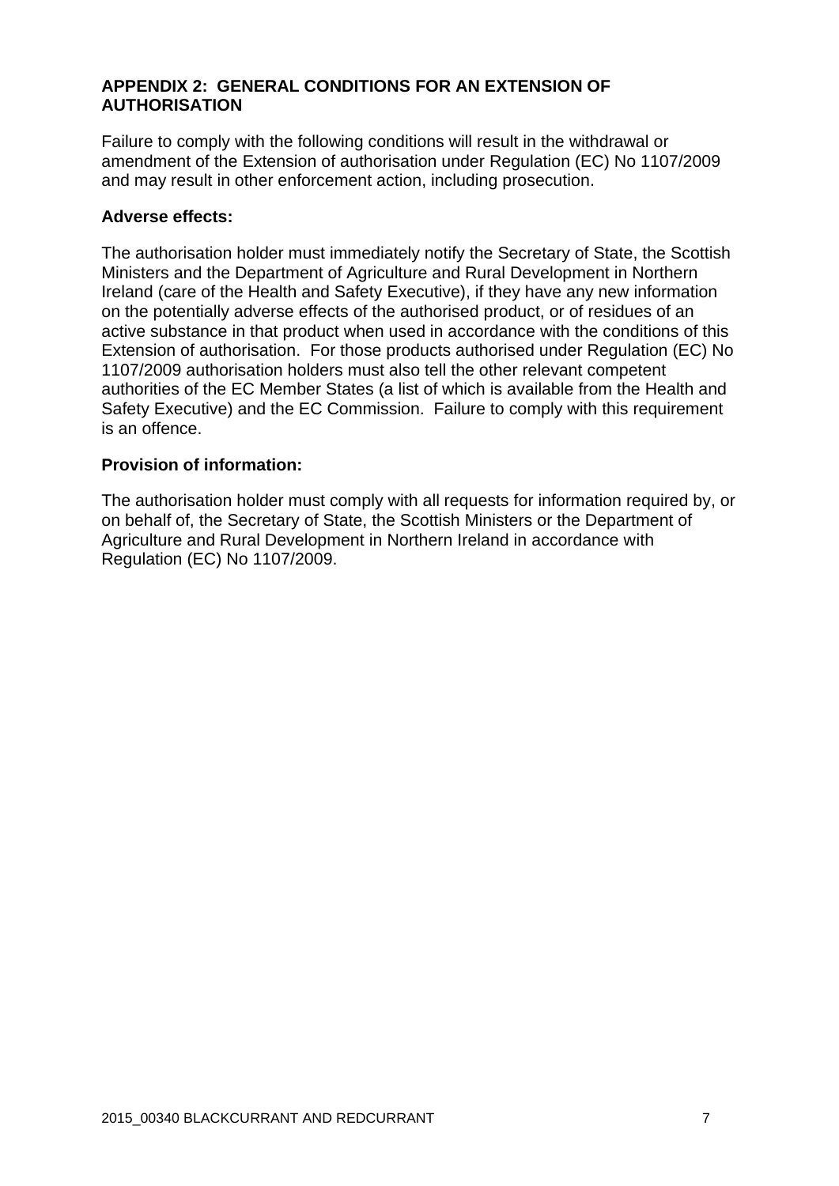## APPENDIX 2: GENERAL CONDITIONS FOR AN EXTENSION OF AUTHORISATION

Failure to comply with the following conditions will result in the withdrawal or amendment of the Extension of authorisation under Regulation (EC) No 1107/2009 and may result in other enforcement action, including prosecution.

**Adverse effects:**

The authorisation holder must immediately notify the Secretary of State, the Scottish Ministers and the Department of Agriculture and Rural Development in Northern Ireland (care of the Health and Safety Executive), if they have any new information on the potentially adverse effects of the authorised product, or of residues of an active substance in that product when used in accordance with the conditions of this Extension of authorisation. For those products authorised under Regulation (EC) No 1107/2009 authorisation holders must also tell the other relevant competent authorities of the EC Member States (a list of which is available from the Health and Safety Executive) and the EC Commission. Failure to comply with this requirement is an offence.

**Provision of information:**

The authorisation holder must comply with all requests for information required by, or on behalf of, the Secretary of State, the Scottish Ministers or the Department of Agriculture and Rural Development in Northern Ireland in accordance with Regulation (EC) No 1107/2009.